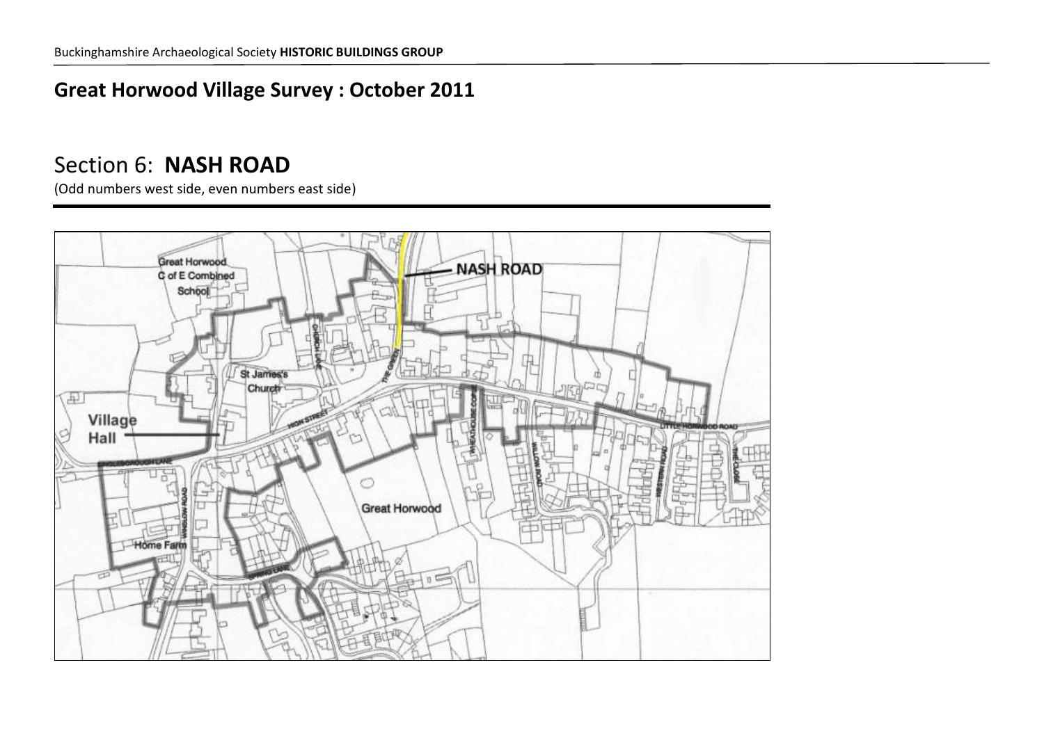## Great Horwood Village Survey : October 2011

# Section 6: **NASH ROAD**

(Odd numbers west side, even numbers east side)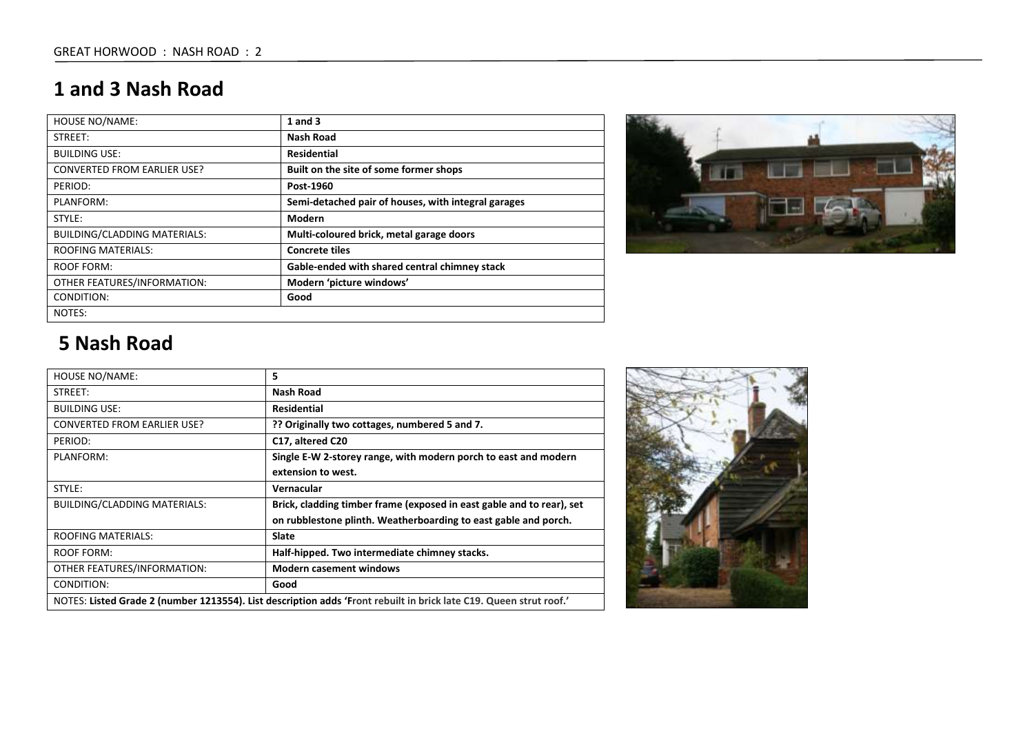# 1 and 3 Nash Road

| HOUSE NO/NAME: | **1 and 3** |
|---|---|
| STREET: | **Nash Road** |
| BUILDING USE: | **Residential** |
| CONVERTED FROM EARLIER USE? | **Built on the site of some former shops** |
| PERIOD: | **Post-1960** |
| PLANFORM: | **Semi-detached pair of houses, with integral garages** |
| STYLE: | **Modern** |
| BUILDING/CLADDING MATERIALS: | **Multi-coloured brick, metal garage doors** |
| ROOFING MATERIALS: | **Concrete tiles** |
| ROOF FORM: | **Gable-ended with shared central chimney stack** |
| OTHER FEATURES/INFORMATION: | **Modern 'picture windows'** |
| CONDITION: | **Good** |
| NOTES: | |

# 5 Nash Road

| HOUSE NO/NAME: | **5** |
|---|---|
| STREET: | **Nash Road** |
| BUILDING USE: | **Residential** |
| CONVERTED FROM EARLIER USE? | **?? Originally two cottages, numbered 5 and 7.** |
| PERIOD: | **C17, altered C20** |
| PLANFORM: | **Single E-W 2-storey range, with modern porch to east and modern extension to west.** |
| STYLE: | **Vernacular** |
| BUILDING/CLADDING MATERIALS: | **Brick, cladding timber frame (exposed in east gable and to rear), set on rubblestone plinth. Weatherboarding to east gable and porch.** |
| ROOFING MATERIALS: | **Slate** |
| ROOF FORM: | **Half-hipped. Two intermediate chimney stacks.** |
| OTHER FEATURES/INFORMATION: | **Modern casement windows** |
| CONDITION: | **Good** |
| NOTES: **Listed Grade 2 (number 1213554). List description adds 'Front rebuilt in brick late C19. Queen strut roof.'** | |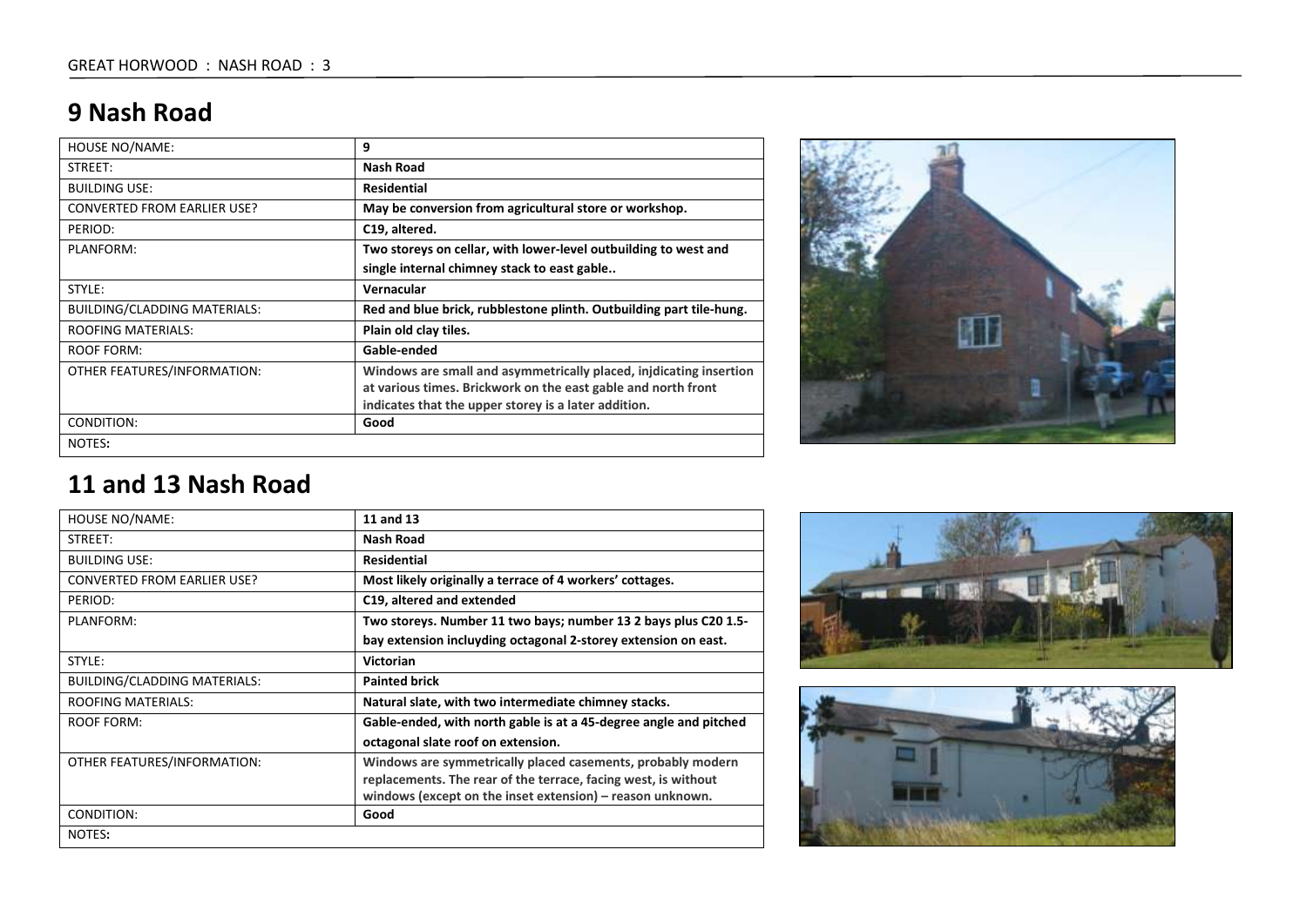## 9 Nash Road

| HOUSE NO/NAME: | 9 |
|---|---|
| STREET: | **Nash Road** |
| BUILDING USE: | **Residential** |
| CONVERTED FROM EARLIER USE? | **May be conversion from agricultural store or workshop.** |
| PERIOD: | **C19, altered.** |
| PLANFORM: | **Two storeys on cellar, with lower-level outbuilding to west and single internal chimney stack to east gable..** |
| STYLE: | **Vernacular** |
| BUILDING/CLADDING MATERIALS: | **Red and blue brick, rubblestone plinth. Outbuilding part tile-hung.** |
| ROOFING MATERIALS: | **Plain old clay tiles.** |
| ROOF FORM: | **Gable-ended** |
| OTHER FEATURES/INFORMATION: | **Windows are small and asymmetrically placed, injdicating insertion at various times. Brickwork on the east gable and north front indicates that the upper storey is a later addition.** |
| CONDITION: | **Good** |
| NOTES**:** | |

## 11 and 13 Nash Road

| HOUSE NO/NAME: | **11 and 13** |
|---|---|
| STREET: | **Nash Road** |
| BUILDING USE: | **Residential** |
| CONVERTED FROM EARLIER USE? | **Most likely originally a terrace of 4 workers' cottages.** |
| PERIOD: | **C19, altered and extended** |
| PLANFORM: | **Two storeys. Number 11 two bays; number 13 2 bays plus C20 1.5-bay extension incluyding octagonal 2-storey extension on east.** |
| STYLE: | **Victorian** |
| BUILDING/CLADDING MATERIALS: | **Painted brick** |
| ROOFING MATERIALS: | **Natural slate, with two intermediate chimney stacks.** |
| ROOF FORM: | **Gable-ended, with north gable is at a 45-degree angle and pitched octagonal slate roof on extension.** |
| OTHER FEATURES/INFORMATION: | **Windows are symmetrically placed casements, probably modern replacements. The rear of the terrace, facing west, is without windows (except on the inset extension) – reason unknown.** |
| CONDITION: | **Good** |
| NOTES**:** | |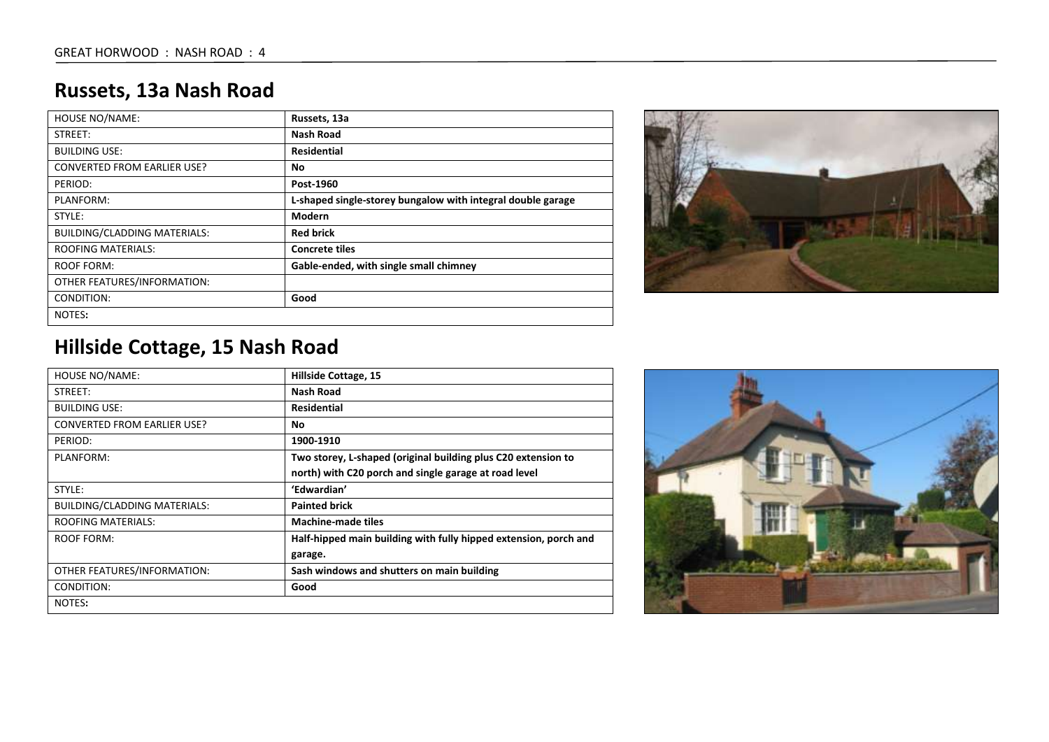## Russets, 13a Nash Road

| HOUSE NO/NAME: | **Russets, 13a** |
|---|---|
| STREET: | **Nash Road** |
| BUILDING USE: | **Residential** |
| CONVERTED FROM EARLIER USE? | **No** |
| PERIOD: | **Post-1960** |
| PLANFORM: | **L-shaped single-storey bungalow with integral double garage** |
| STYLE: | **Modern** |
| BUILDING/CLADDING MATERIALS: | **Red brick** |
| ROOFING MATERIALS: | **Concrete tiles** |
| ROOF FORM: | **Gable-ended, with single small chimney** |
| OTHER FEATURES/INFORMATION: | |
| CONDITION: | **Good** |
| NOTES**:** | |

## Hillside Cottage, 15 Nash Road

| HOUSE NO/NAME: | **Hillside Cottage, 15** |
|---|---|
| STREET: | **Nash Road** |
| BUILDING USE: | **Residential** |
| CONVERTED FROM EARLIER USE? | **No** |
| PERIOD: | **1900-1910** |
| PLANFORM: | **Two storey, L-shaped (original building plus C20 extension to north) with C20 porch and single garage at road level** |
| STYLE: | **'Edwardian'** |
| BUILDING/CLADDING MATERIALS: | **Painted brick** |
| ROOFING MATERIALS: | **Machine-made tiles** |
| ROOF FORM: | **Half-hipped main building with fully hipped extension, porch and garage.** |
| OTHER FEATURES/INFORMATION: | **Sash windows and shutters on main building** |
| CONDITION: | **Good** |
| NOTES**:** | |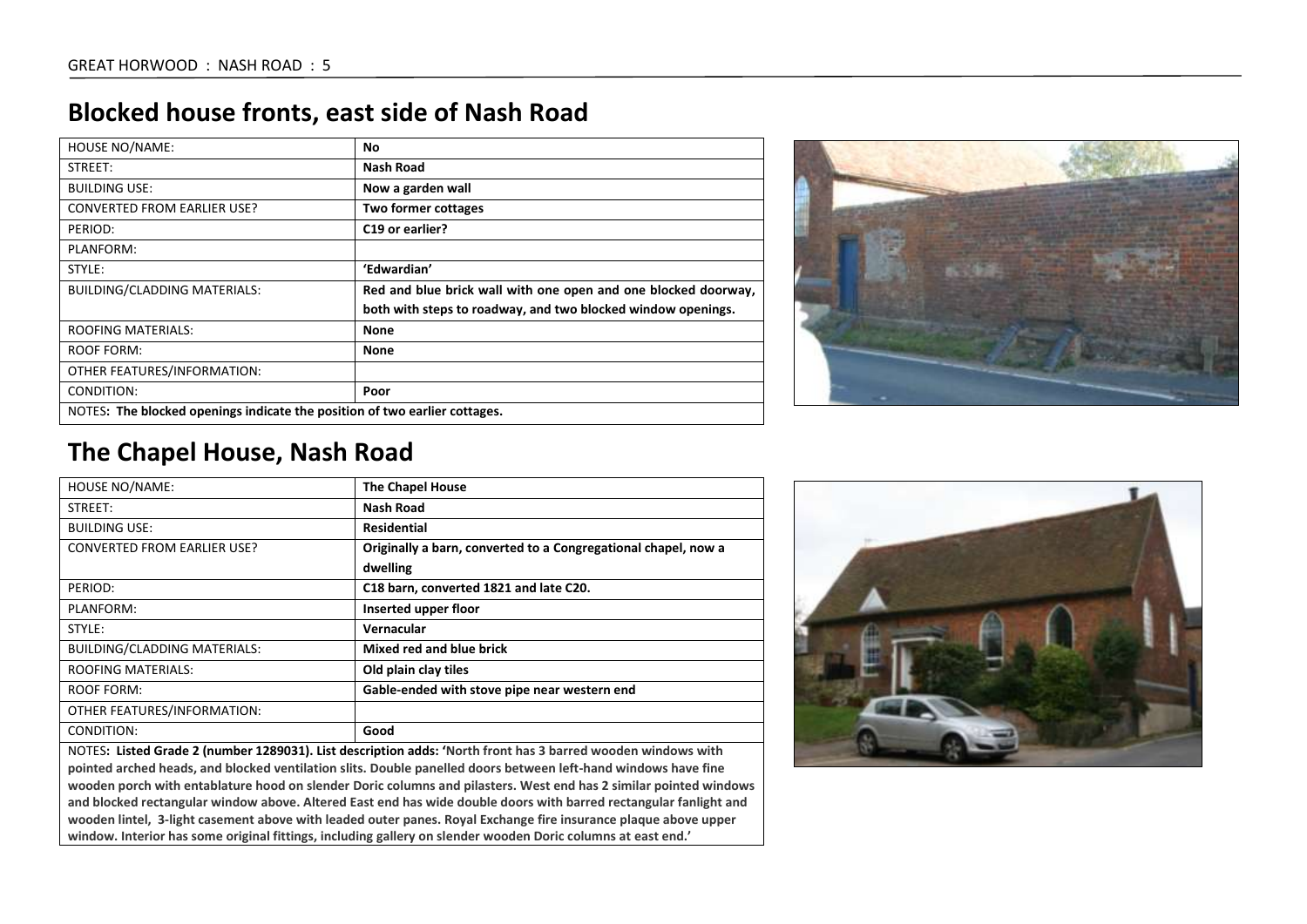## Blocked house fronts, east side of Nash Road

| HOUSE NO/NAME: | No |
|---|---|
| STREET: | Nash Road |
| BUILDING USE: | Now a garden wall |
| CONVERTED FROM EARLIER USE? | Two former cottages |
| PERIOD: | C19 or earlier? |
| PLANFORM: | |
| STYLE: | 'Edwardian' |
| BUILDING/CLADDING MATERIALS: | Red and blue brick wall with one open and one blocked doorway, both with steps to roadway, and two blocked window openings. |
| ROOFING MATERIALS: | None |
| ROOF FORM: | None |
| OTHER FEATURES/INFORMATION: | |
| CONDITION: | Poor |
| NOTES: **The blocked openings indicate the position of two earlier cottages.** | |

## The Chapel House, Nash Road

| HOUSE NO/NAME: | The Chapel House |
|---|---|
| STREET: | Nash Road |
| BUILDING USE: | Residential |
| CONVERTED FROM EARLIER USE? | Originally a barn, converted to a Congregational chapel, now a dwelling |
| PERIOD: | C18 barn, converted 1821 and late C20. |
| PLANFORM: | Inserted upper floor |
| STYLE: | Vernacular |
| BUILDING/CLADDING MATERIALS: | Mixed red and blue brick |
| ROOFING MATERIALS: | Old plain clay tiles |
| ROOF FORM: | Gable-ended with stove pipe near western end |
| OTHER FEATURES/INFORMATION: | |
| CONDITION: | Good |
| NOTES: **Listed Grade 2 (number 1289031). List description adds: 'North front has 3 barred wooden windows with pointed arched heads, and blocked ventilation slits. Double panelled doors between left-hand windows have fine wooden porch with entablature hood on slender Doric columns and pilasters. West end has 2 similar pointed windows and blocked rectangular window above. Altered East end has wide double doors with barred rectangular fanlight and wooden lintel, 3-light casement above with leaded outer panes. Royal Exchange fire insurance plaque above upper window. Interior has some original fittings, including gallery on slender wooden Doric columns at east end.'** | |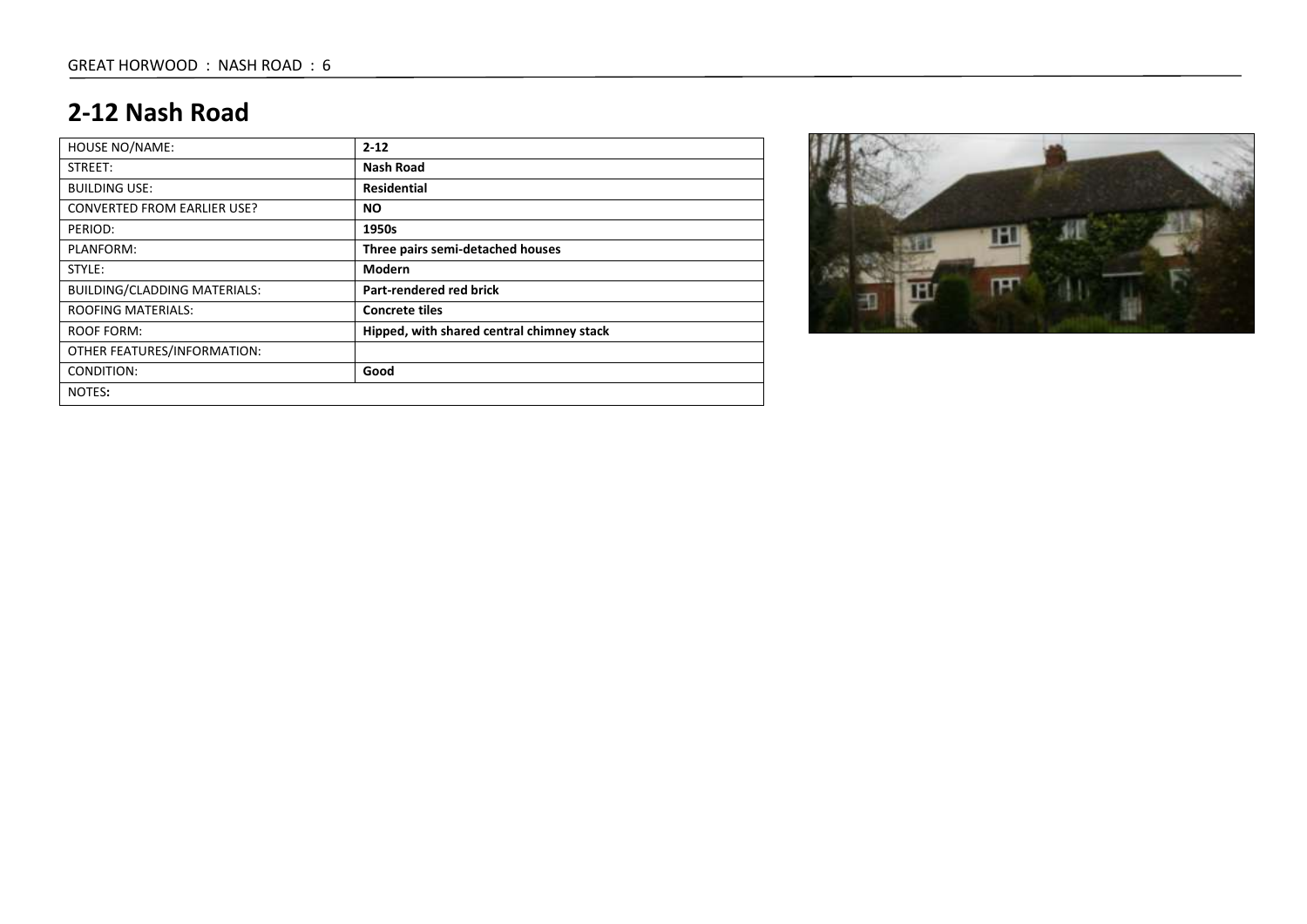# 2-12 Nash Road

| | |
|---|---|
| HOUSE NO/NAME: | **2-12** |
| STREET: | **Nash Road** |
| BUILDING USE: | **Residential** |
| CONVERTED FROM EARLIER USE? | **NO** |
| PERIOD: | **1950s** |
| PLANFORM: | **Three pairs semi-detached houses** |
| STYLE: | **Modern** |
| BUILDING/CLADDING MATERIALS: | **Part-rendered red brick** |
| ROOFING MATERIALS: | **Concrete tiles** |
| ROOF FORM: | **Hipped, with shared central chimney stack** |
| OTHER FEATURES/INFORMATION: | |
| CONDITION: | **Good** |
| NOTES**:** | |